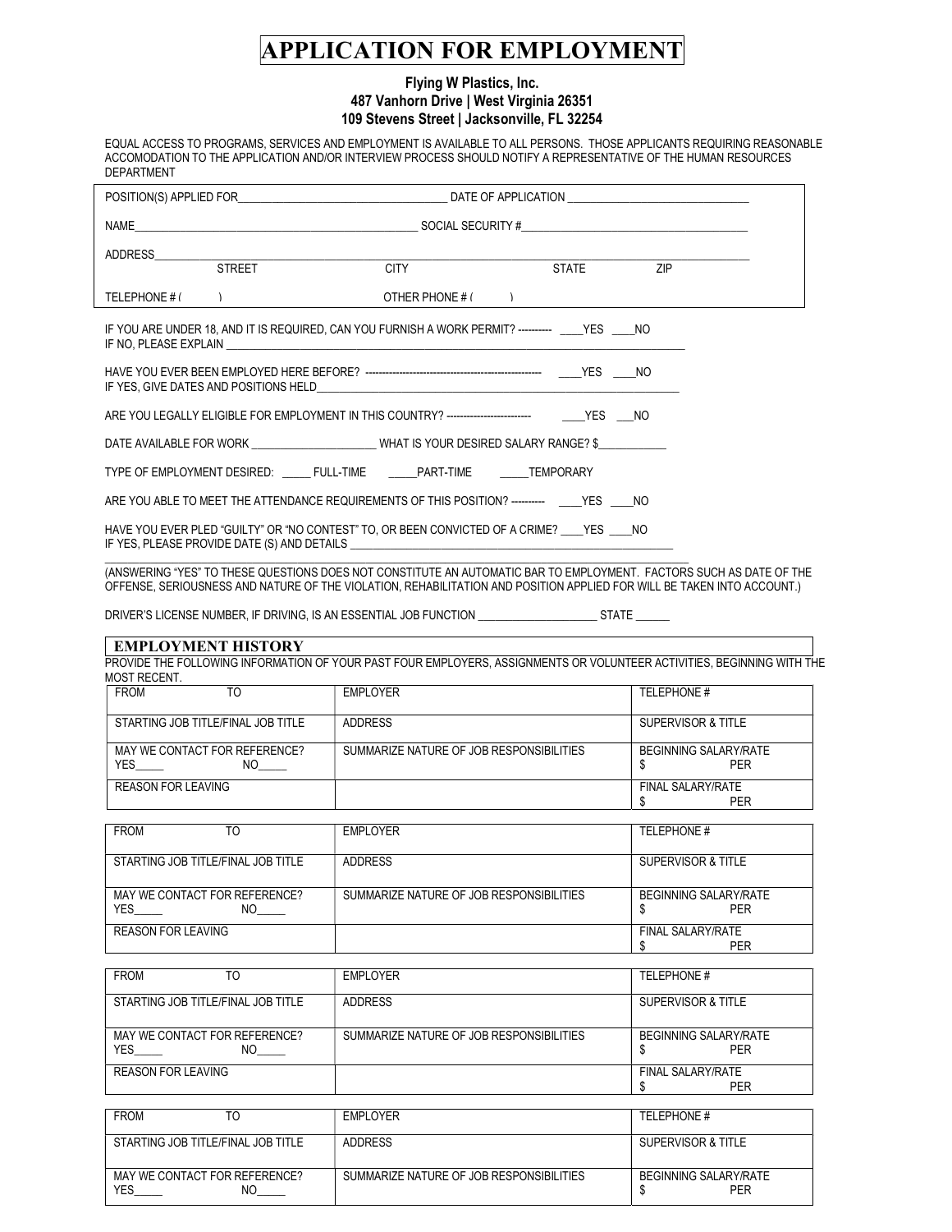# APPLICATION FOR EMPLOYMENT

**Flying W Plastics, Inc.**
**487 Vanhorn Drive | West Virginia 26351**
**109 Stevens Street | Jacksonville, FL 32254**

EQUAL ACCESS TO PROGRAMS, SERVICES AND EMPLOYMENT IS AVAILABLE TO ALL PERSONS. THOSE APPLICANTS REQUIRING REASONABLE ACCOMODATION TO THE APPLICATION AND/OR INTERVIEW PROCESS SHOULD NOTIFY A REPRESENTATIVE OF THE HUMAN RESOURCES DEPARTMENT

POSITION(S) APPLIED FOR_________________________________ DATE OF APPLICATION _____________________________

NAME_____________________________________________ SOCIAL SECURITY #_____________________________________

ADDRESS_____________________________________________________________________________________________
STREET CITY STATE ZIP

TELEPHONE # ( ) OTHER PHONE # ( )

IF YOU ARE UNDER 18, AND IT IS REQUIRED, CAN YOU FURNISH A WORK PERMIT? ---------- ____YES ____NO
IF NO, PLEASE EXPLAIN ________________________________________________________________________________

HAVE YOU EVER BEEN EMPLOYED HERE BEFORE? ---------------------------------------------------- ____YES ____NO
IF YES, GIVE DATES AND POSITIONS HELD_______________________________________________________________

ARE YOU LEGALLY ELIGIBLE FOR EMPLOYMENT IN THIS COUNTRY? ------------------------- ____YES ___NO

DATE AVAILABLE FOR WORK _____________________ WHAT IS YOUR DESIRED SALARY RANGE? $___________

TYPE OF EMPLOYMENT DESIRED: _____ FULL-TIME _____PART-TIME _____TEMPORARY

ARE YOU ABLE TO MEET THE ATTENDANCE REQUIREMENTS OF THIS POSITION? ---------- ____YES ____NO

HAVE YOU EVER PLED "GUILTY" OR "NO CONTEST" TO, OR BEEN CONVICTED OF A CRIME? ____YES ____NO
IF YES, PLEASE PROVIDE DATE (S) AND DETAILS ________________________________________________________
______________________________________________________________________________________________

(ANSWERING "YES" TO THESE QUESTIONS DOES NOT CONSTITUTE AN AUTOMATIC BAR TO EMPLOYMENT. FACTORS SUCH AS DATE OF THE OFFENSE, SERIOUSNESS AND NATURE OF THE VIOLATION, REHABILITATION AND POSITION APPLIED FOR WILL BE TAKEN INTO ACCOUNT.)

DRIVER'S LICENSE NUMBER, IF DRIVING, IS AN ESSENTIAL JOB FUNCTION ____________________ STATE ______

## EMPLOYMENT HISTORY

PROVIDE THE FOLLOWING INFORMATION OF YOUR PAST FOUR EMPLOYERS, ASSIGNMENTS OR VOLUNTEER ACTIVITIES, BEGINNING WITH THE MOST RECENT.

| FROM TO | EMPLOYER | TELEPHONE # |
|---|---|---|
| STARTING JOB TITLE/FINAL JOB TITLE | ADDRESS | SUPERVISOR & TITLE |
| MAY WE CONTACT FOR REFERENCE? YES_____ NO_____ | SUMMARIZE NATURE OF JOB RESPONSIBILITIES | BEGINNING SALARY/RATE $ PER |
| REASON FOR LEAVING | | FINAL SALARY/RATE $ PER |

| FROM TO | EMPLOYER | TELEPHONE # |
|---|---|---|
| STARTING JOB TITLE/FINAL JOB TITLE | ADDRESS | SUPERVISOR & TITLE |
| MAY WE CONTACT FOR REFERENCE? YES_____ NO_____ | SUMMARIZE NATURE OF JOB RESPONSIBILITIES | BEGINNING SALARY/RATE $ PER |
| REASON FOR LEAVING | | FINAL SALARY/RATE $ PER |

| FROM TO | EMPLOYER | TELEPHONE # |
|---|---|---|
| STARTING JOB TITLE/FINAL JOB TITLE | ADDRESS | SUPERVISOR & TITLE |
| MAY WE CONTACT FOR REFERENCE? YES_____ NO_____ | SUMMARIZE NATURE OF JOB RESPONSIBILITIES | BEGINNING SALARY/RATE $ PER |
| REASON FOR LEAVING | | FINAL SALARY/RATE $ PER |

| FROM TO | EMPLOYER | TELEPHONE # |
|---|---|---|
| STARTING JOB TITLE/FINAL JOB TITLE | ADDRESS | SUPERVISOR & TITLE |
| MAY WE CONTACT FOR REFERENCE? YES_____ NO_____ | SUMMARIZE NATURE OF JOB RESPONSIBILITIES | BEGINNING SALARY/RATE $ PER |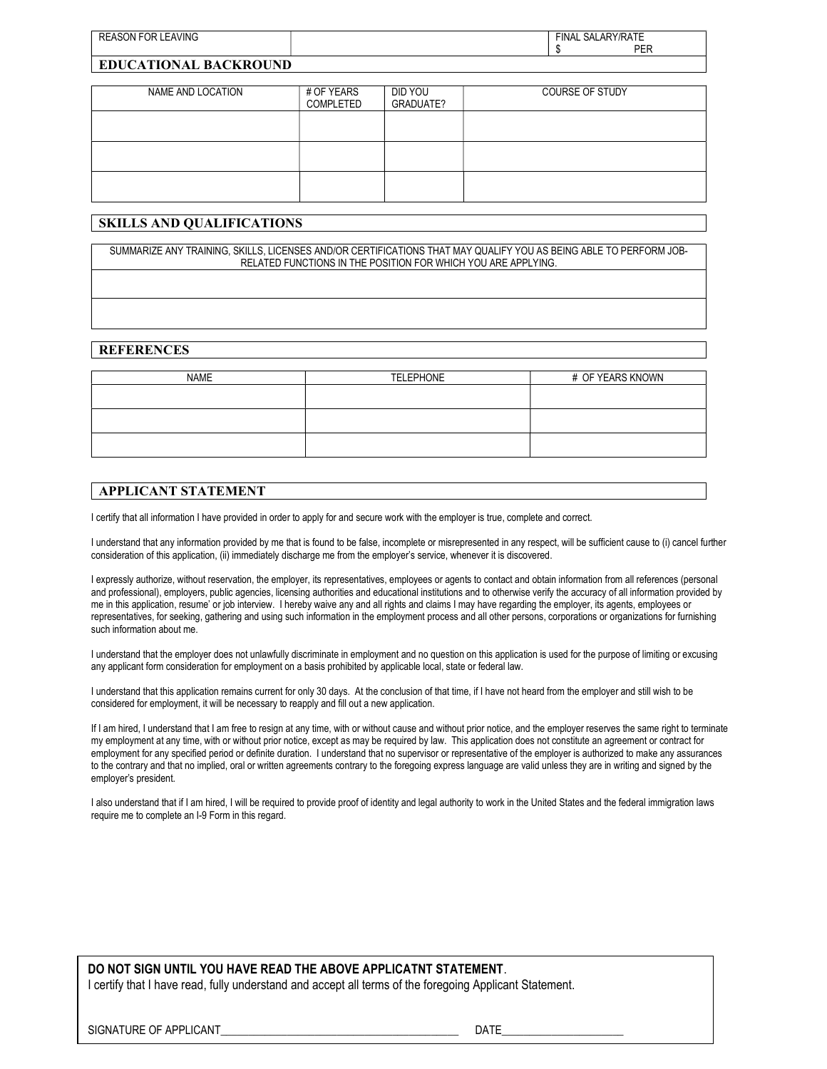| REASON FOR LEAVING | | FINAL SALARY/RATE $ PER |
|---|---|---|

## EDUCATIONAL BACKROUND

| NAME AND LOCATION | # OF YEARS COMPLETED | DID YOU GRADUATE? | COURSE OF STUDY |
|---|---|---|---|
| | | | |
| | | | |
| | | | |

## SKILLS AND QUALIFICATIONS

| SUMMARIZE ANY TRAINING, SKILLS, LICENSES AND/OR CERTIFICATIONS THAT MAY QUALIFY YOU AS BEING ABLE TO PERFORM JOB-RELATED FUNCTIONS IN THE POSITION FOR WHICH YOU ARE APPLYING. |
|---|
| |
| |

## REFERENCES

| NAME | TELEPHONE | # OF YEARS KNOWN |
|---|---|---|
| | | |
| | | |
| | | |

## APPLICANT STATEMENT

I certify that all information I have provided in order to apply for and secure work with the employer is true, complete and correct.

I understand that any information provided by me that is found to be false, incomplete or misrepresented in any respect, will be sufficient cause to (i) cancel further consideration of this application, (ii) immediately discharge me from the employer's service, whenever it is discovered.

I expressly authorize, without reservation, the employer, its representatives, employees or agents to contact and obtain information from all references (personal and professional), employers, public agencies, licensing authorities and educational institutions and to otherwise verify the accuracy of all information provided by me in this application, resume' or job interview. I hereby waive any and all rights and claims I may have regarding the employer, its agents, employees or representatives, for seeking, gathering and using such information in the employment process and all other persons, corporations or organizations for furnishing such information about me.

I understand that the employer does not unlawfully discriminate in employment and no question on this application is used for the purpose of limiting or excusing any applicant form consideration for employment on a basis prohibited by applicable local, state or federal law.

I understand that this application remains current for only 30 days. At the conclusion of that time, if I have not heard from the employer and still wish to be considered for employment, it will be necessary to reapply and fill out a new application.

If I am hired, I understand that I am free to resign at any time, with or without cause and without prior notice, and the employer reserves the same right to terminate my employment at any time, with or without prior notice, except as may be required by law. This application does not constitute an agreement or contract for employment for any specified period or definite duration. I understand that no supervisor or representative of the employer is authorized to make any assurances to the contrary and that no implied, oral or written agreements contrary to the foregoing express language are valid unless they are in writing and signed by the employer's president.

I also understand that if I am hired, I will be required to provide proof of identity and legal authority to work in the United States and the federal immigration laws require me to complete an I-9 Form in this regard.

**DO NOT SIGN UNTIL YOU HAVE READ THE ABOVE APPLICATNT STATEMENT**.
I certify that I have read, fully understand and accept all terms of the foregoing Applicant Statement.

SIGNATURE OF APPLICANT________________________________________ DATE____________________